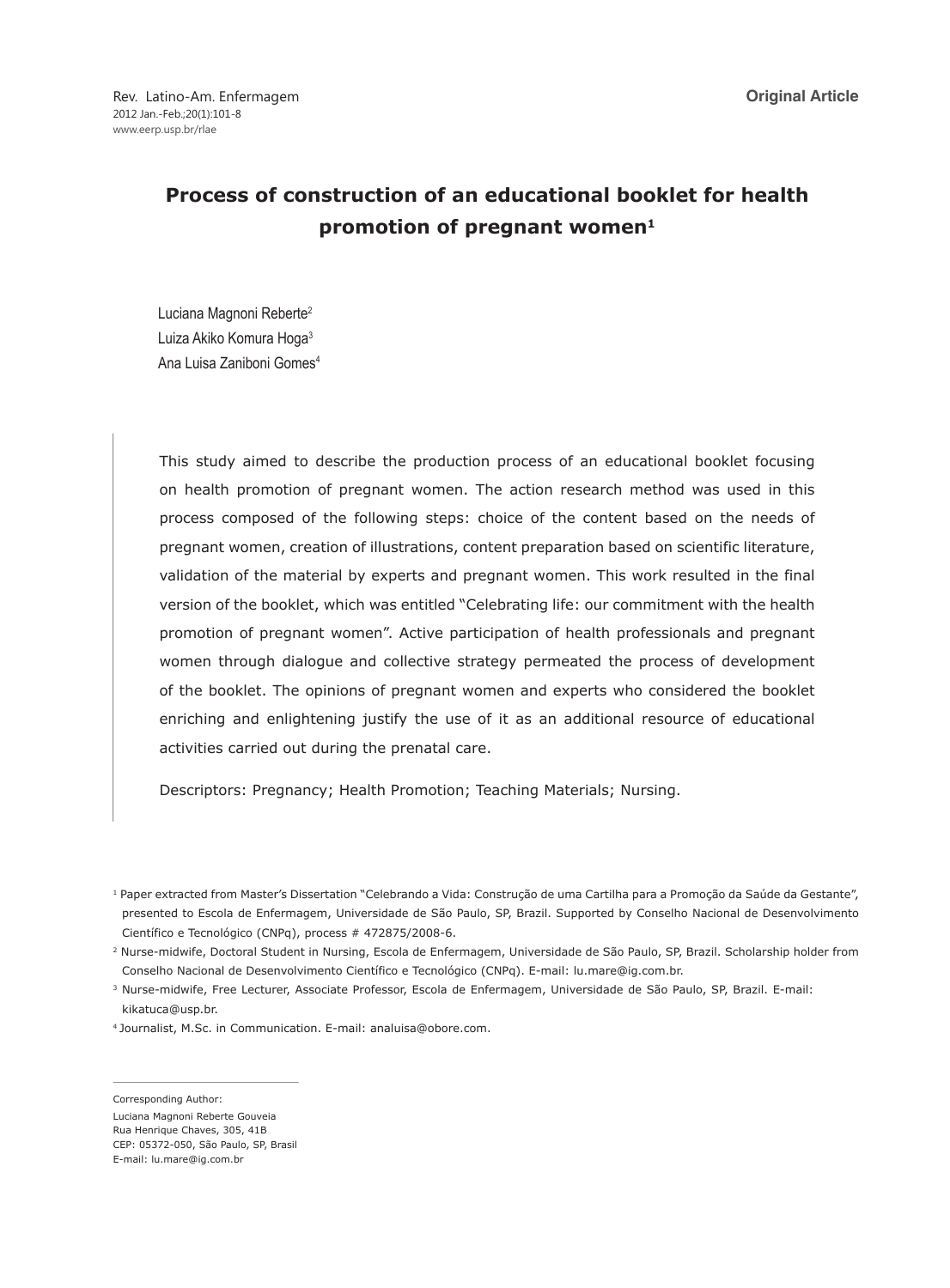Original Article

# Process of construction of an educational booklet for health promotion of pregnant women[1]

Luciana Magnoni Reberte[2]
Luiza Akiko Komura Hoga[3]
Ana Luisa Zaniboni Gomes[4]

This study aimed to describe the production process of an educational booklet focusing on health promotion of pregnant women. The action research method was used in this process composed of the following steps: choice of the content based on the needs of pregnant women, creation of illustrations, content preparation based on scientific literature, validation of the material by experts and pregnant women. This work resulted in the final version of the booklet, which was entitled "Celebrating life: our commitment with the health promotion of pregnant women". Active participation of health professionals and pregnant women through dialogue and collective strategy permeated the process of development of the booklet. The opinions of pregnant women and experts who considered the booklet enriching and enlightening justify the use of it as an additional resource of educational activities carried out during the prenatal care.

Descriptors: Pregnancy; Health Promotion; Teaching Materials; Nursing.

[1] Paper extracted from Master's Dissertation "Celebrando a Vida: Construção de uma Cartilha para a Promoção da Saúde da Gestante", presented to Escola de Enfermagem, Universidade de São Paulo, SP, Brazil. Supported by Conselho Nacional de Desenvolvimento Científico e Tecnológico (CNPq), process # 472875/2008-6.

[2] Nurse-midwife, Doctoral Student in Nursing, Escola de Enfermagem, Universidade de São Paulo, SP, Brazil. Scholarship holder from Conselho Nacional de Desenvolvimento Científico e Tecnológico (CNPq). E-mail: lu.mare@ig.com.br.

[3] Nurse-midwife, Free Lecturer, Associate Professor, Escola de Enfermagem, Universidade de São Paulo, SP, Brazil. E-mail: kikatuca@usp.br.

[4] Journalist, M.Sc. in Communication. E-mail: analuisa@obore.com.

Corresponding Author:
Luciana Magnoni Reberte Gouveia
Rua Henrique Chaves, 305, 41B
CEP: 05372-050, São Paulo, SP, Brasil
E-mail: lu.mare@ig.com.br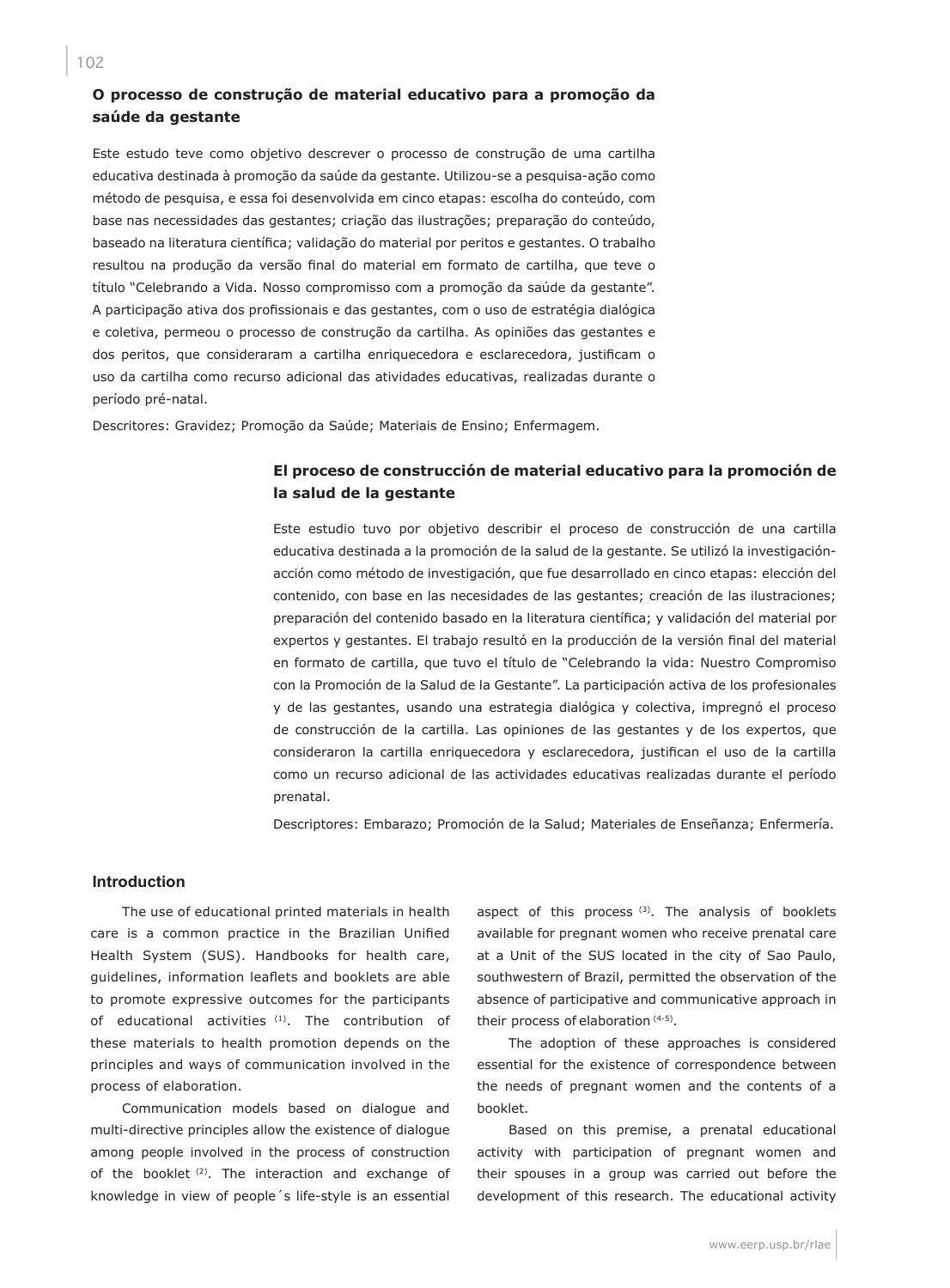### O processo de construção de material educativo para a promoção da saúde da gestante

Este estudo teve como objetivo descrever o processo de construção de uma cartilha educativa destinada à promoção da saúde da gestante. Utilizou-se a pesquisa-ação como método de pesquisa, e essa foi desenvolvida em cinco etapas: escolha do conteúdo, com base nas necessidades das gestantes; criação das ilustrações; preparação do conteúdo, baseado na literatura científica; validação do material por peritos e gestantes. O trabalho resultou na produção da versão final do material em formato de cartilha, que teve o título "Celebrando a Vida. Nosso compromisso com a promoção da saúde da gestante". A participação ativa dos profissionais e das gestantes, com o uso de estratégia dialógica e coletiva, permeou o processo de construção da cartilha. As opiniões das gestantes e dos peritos, que consideraram a cartilha enriquecedora e esclarecedora, justificam o uso da cartilha como recurso adicional das atividades educativas, realizadas durante o período pré-natal.

Descritores: Gravidez; Promoção da Saúde; Materiais de Ensino; Enfermagem.

### El proceso de construcción de material educativo para la promoción de la salud de la gestante

Este estudio tuvo por objetivo describir el proceso de construcción de una cartilla educativa destinada a la promoción de la salud de la gestante. Se utilizó la investigación-acción como método de investigación, que fue desarrollado en cinco etapas: elección del contenido, con base en las necesidades de las gestantes; creación de las ilustraciones; preparación del contenido basado en la literatura científica; y validación del material por expertos y gestantes. El trabajo resultó en la producción de la versión final del material en formato de cartilla, que tuvo el título de "Celebrando la vida: Nuestro Compromiso con la Promoción de la Salud de la Gestante". La participación activa de los profesionales y de las gestantes, usando una estrategia dialógica y colectiva, impregnó el proceso de construcción de la cartilla. Las opiniones de las gestantes y de los expertos, que consideraron la cartilla enriquecedora y esclarecedora, justifican el uso de la cartilla como un recurso adicional de las actividades educativas realizadas durante el período prenatal.

Descriptores: Embarazo; Promoción de la Salud; Materiales de Enseñanza; Enfermería.

## Introduction

The use of educational printed materials in health care is a common practice in the Brazilian Unified Health System (SUS). Handbooks for health care, guidelines, information leaflets and booklets are able to promote expressive outcomes for the participants of educational activities [1]. The contribution of these materials to health promotion depends on the principles and ways of communication involved in the process of elaboration.

Communication models based on dialogue and multi-directive principles allow the existence of dialogue among people involved in the process of construction of the booklet [2]. The interaction and exchange of knowledge in view of people´s life-style is an essential aspect of this process [3]. The analysis of booklets available for pregnant women who receive prenatal care at a Unit of the SUS located in the city of Sao Paulo, southwestern of Brazil, permitted the observation of the absence of participative and communicative approach in their process of elaboration [4-5].

The adoption of these approaches is considered essential for the existence of correspondence between the needs of pregnant women and the contents of a booklet.

Based on this premise, a prenatal educational activity with participation of pregnant women and their spouses in a group was carried out before the development of this research. The educational activity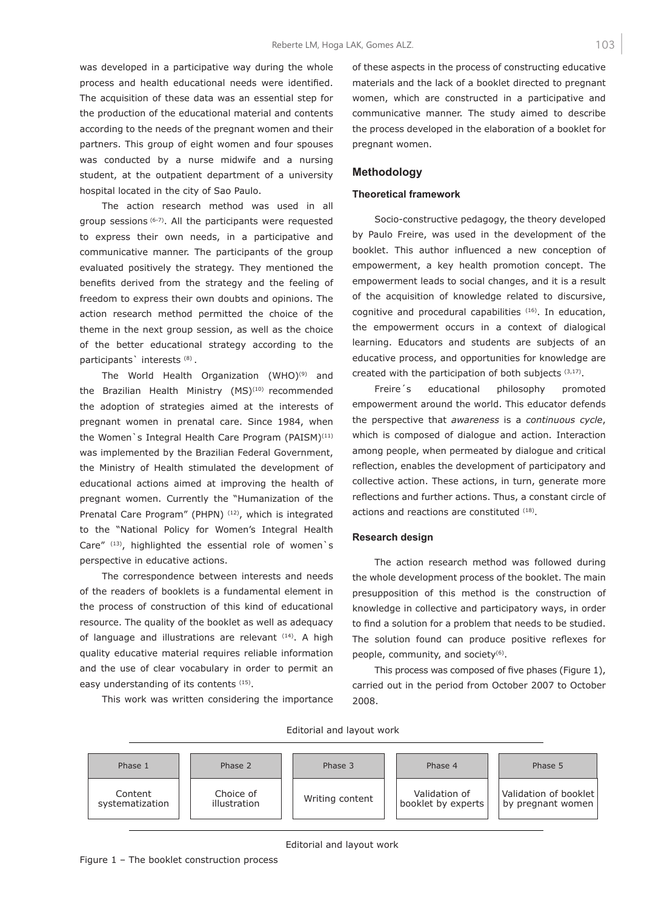was developed in a participative way during the whole process and health educational needs were identified. The acquisition of these data was an essential step for the production of the educational material and contents according to the needs of the pregnant women and their partners. This group of eight women and four spouses was conducted by a nurse midwife and a nursing student, at the outpatient department of a university hospital located in the city of Sao Paulo.

The action research method was used in all group sessions [6-7]. All the participants were requested to express their own needs, in a participative and communicative manner. The participants of the group evaluated positively the strategy. They mentioned the benefits derived from the strategy and the feeling of freedom to express their own doubts and opinions. The action research method permitted the choice of the theme in the next group session, as well as the choice of the better educational strategy according to the participants` interests [8].

The World Health Organization (WHO)[9] and the Brazilian Health Ministry (MS)[10] recommended the adoption of strategies aimed at the interests of pregnant women in prenatal care. Since 1984, when the Women`s Integral Health Care Program (PAISM)[11] was implemented by the Brazilian Federal Government, the Ministry of Health stimulated the development of educational actions aimed at improving the health of pregnant women. Currently the "Humanization of the Prenatal Care Program" (PHPN) [12], which is integrated to the "National Policy for Women's Integral Health Care" [13], highlighted the essential role of women`s perspective in educative actions.

The correspondence between interests and needs of the readers of booklets is a fundamental element in the process of construction of this kind of educational resource. The quality of the booklet as well as adequacy of language and illustrations are relevant [14]. A high quality educative material requires reliable information and the use of clear vocabulary in order to permit an easy understanding of its contents [15].

This work was written considering the importance of these aspects in the process of constructing educative materials and the lack of a booklet directed to pregnant women, which are constructed in a participative and communicative manner. The study aimed to describe the process developed in the elaboration of a booklet for pregnant women.

## Methodology

### Theoretical framework

Socio-constructive pedagogy, the theory developed by Paulo Freire, was used in the development of the booklet. This author influenced a new conception of empowerment, a key health promotion concept. The empowerment leads to social changes, and it is a result of the acquisition of knowledge related to discursive, cognitive and procedural capabilities [16]. In education, the empowerment occurs in a context of dialogical learning. Educators and students are subjects of an educative process, and opportunities for knowledge are created with the participation of both subjects [3,17].

Freire´s educational philosophy promoted empowerment around the world. This educator defends the perspective that *awareness* is a *continuous cycle*, which is composed of dialogue and action. Interaction among people, when permeated by dialogue and critical reflection, enables the development of participatory and collective action. These actions, in turn, generate more reflections and further actions. Thus, a constant circle of actions and reactions are constituted [18].

### Research design

The action research method was followed during the whole development process of the booklet. The main presupposition of this method is the construction of knowledge in collective and participatory ways, in order to find a solution for a problem that needs to be studied. The solution found can produce positive reflexes for people, community, and society[6].

This process was composed of five phases (Figure 1), carried out in the period from October 2007 to October 2008.

Editorial and layout work

| Phase 1 | Phase 2 | Phase 3 | Phase 4 | Phase 5 |
|---|---|---|---|---|
| Content systematization | Choice of illustration | Writing content | Validation of booklet by experts | Validation of booklet by pregnant women |

Editorial and layout work

Figure 1 – The booklet construction process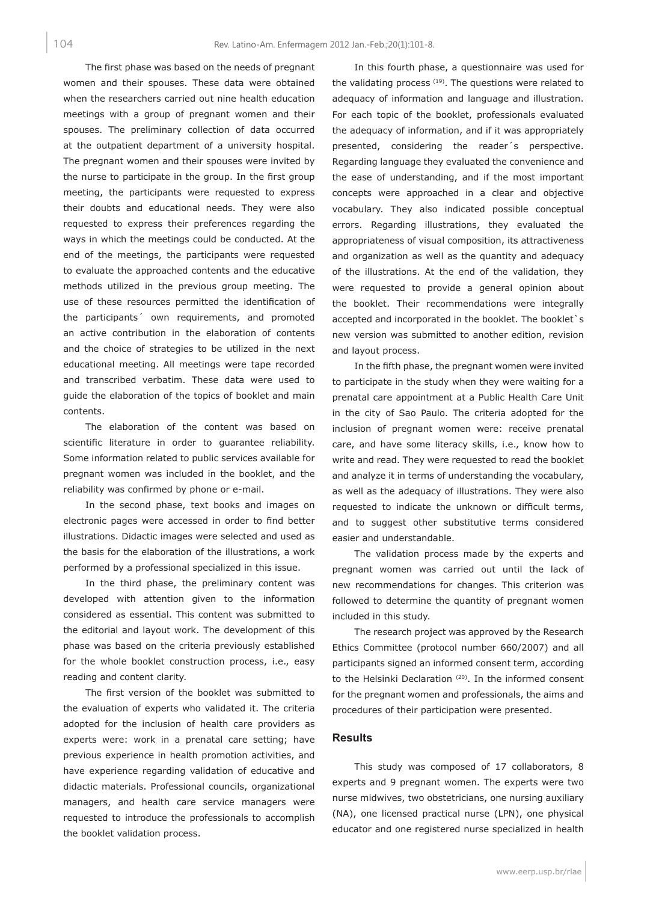The first phase was based on the needs of pregnant women and their spouses. These data were obtained when the researchers carried out nine health education meetings with a group of pregnant women and their spouses. The preliminary collection of data occurred at the outpatient department of a university hospital. The pregnant women and their spouses were invited by the nurse to participate in the group. In the first group meeting, the participants were requested to express their doubts and educational needs. They were also requested to express their preferences regarding the ways in which the meetings could be conducted. At the end of the meetings, the participants were requested to evaluate the approached contents and the educative methods utilized in the previous group meeting. The use of these resources permitted the identification of the participants´ own requirements, and promoted an active contribution in the elaboration of contents and the choice of strategies to be utilized in the next educational meeting. All meetings were tape recorded and transcribed verbatim. These data were used to guide the elaboration of the topics of booklet and main contents.

The elaboration of the content was based on scientific literature in order to guarantee reliability. Some information related to public services available for pregnant women was included in the booklet, and the reliability was confirmed by phone or e-mail.

In the second phase, text books and images on electronic pages were accessed in order to find better illustrations. Didactic images were selected and used as the basis for the elaboration of the illustrations, a work performed by a professional specialized in this issue.

In the third phase, the preliminary content was developed with attention given to the information considered as essential. This content was submitted to the editorial and layout work. The development of this phase was based on the criteria previously established for the whole booklet construction process, i.e., easy reading and content clarity.

The first version of the booklet was submitted to the evaluation of experts who validated it. The criteria adopted for the inclusion of health care providers as experts were: work in a prenatal care setting; have previous experience in health promotion activities, and have experience regarding validation of educative and didactic materials. Professional councils, organizational managers, and health care service managers were requested to introduce the professionals to accomplish the booklet validation process.

In this fourth phase, a questionnaire was used for the validating process [19]. The questions were related to adequacy of information and language and illustration. For each topic of the booklet, professionals evaluated the adequacy of information, and if it was appropriately presented, considering the reader´s perspective. Regarding language they evaluated the convenience and the ease of understanding, and if the most important concepts were approached in a clear and objective vocabulary. They also indicated possible conceptual errors. Regarding illustrations, they evaluated the appropriateness of visual composition, its attractiveness and organization as well as the quantity and adequacy of the illustrations. At the end of the validation, they were requested to provide a general opinion about the booklet. Their recommendations were integrally accepted and incorporated in the booklet. The booklet`s new version was submitted to another edition, revision and layout process.

In the fifth phase, the pregnant women were invited to participate in the study when they were waiting for a prenatal care appointment at a Public Health Care Unit in the city of Sao Paulo. The criteria adopted for the inclusion of pregnant women were: receive prenatal care, and have some literacy skills, i.e., know how to write and read. They were requested to read the booklet and analyze it in terms of understanding the vocabulary, as well as the adequacy of illustrations. They were also requested to indicate the unknown or difficult terms, and to suggest other substitutive terms considered easier and understandable.

The validation process made by the experts and pregnant women was carried out until the lack of new recommendations for changes. This criterion was followed to determine the quantity of pregnant women included in this study.

The research project was approved by the Research Ethics Committee (protocol number 660/2007) and all participants signed an informed consent term, according to the Helsinki Declaration [20]. In the informed consent for the pregnant women and professionals, the aims and procedures of their participation were presented.

## Results

This study was composed of 17 collaborators, 8 experts and 9 pregnant women. The experts were two nurse midwives, two obstetricians, one nursing auxiliary (NA), one licensed practical nurse (LPN), one physical educator and one registered nurse specialized in health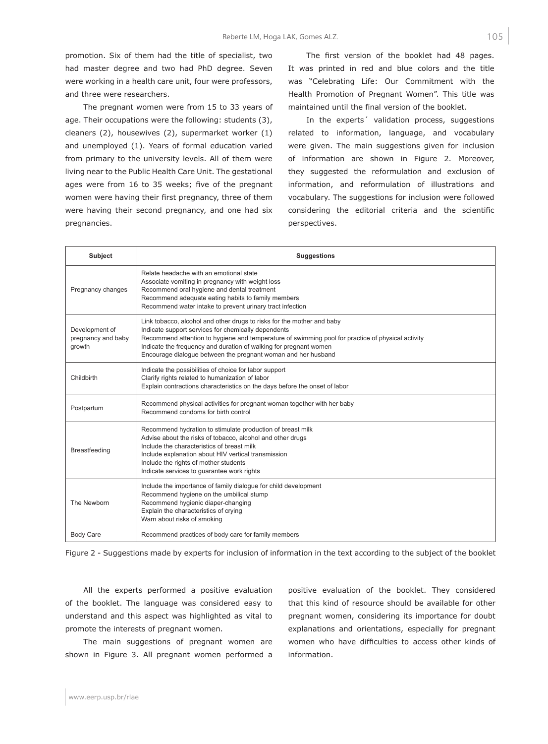promotion. Six of them had the title of specialist, two had master degree and two had PhD degree. Seven were working in a health care unit, four were professors, and three were researchers.

The pregnant women were from 15 to 33 years of age. Their occupations were the following: students (3), cleaners (2), housewives (2), supermarket worker (1) and unemployed (1). Years of formal education varied from primary to the university levels. All of them were living near to the Public Health Care Unit. The gestational ages were from 16 to 35 weeks; five of the pregnant women were having their first pregnancy, three of them were having their second pregnancy, and one had six pregnancies.

The first version of the booklet had 48 pages. It was printed in red and blue colors and the title was "Celebrating Life: Our Commitment with the Health Promotion of Pregnant Women". This title was maintained until the final version of the booklet.

In the experts´ validation process, suggestions related to information, language, and vocabulary were given. The main suggestions given for inclusion of information are shown in Figure 2. Moreover, they suggested the reformulation and exclusion of information, and reformulation of illustrations and vocabulary. The suggestions for inclusion were followed considering the editorial criteria and the scientific perspectives.

| Subject | Suggestions |
|---|---|
| Pregnancy changes | Relate headache with an emotional state<br>Associate vomiting in pregnancy with weight loss<br>Recommend oral hygiene and dental treatment<br>Recommend adequate eating habits to family members<br>Recommend water intake to prevent urinary tract infection |
| Development of pregnancy and baby growth | Link tobacco, alcohol and other drugs to risks for the mother and baby<br>Indicate support services for chemically dependents<br>Recommend attention to hygiene and temperature of swimming pool for practice of physical activity<br>Indicate the frequency and duration of walking for pregnant women<br>Encourage dialogue between the pregnant woman and her husband |
| Childbirth | Indicate the possibilities of choice for labor support<br>Clarify rights related to humanization of labor<br>Explain contractions characteristics on the days before the onset of labor |
| Postpartum | Recommend physical activities for pregnant woman together with her baby<br>Recommend condoms for birth control |
| Breastfeeding | Recommend hydration to stimulate production of breast milk<br>Advise about the risks of tobacco, alcohol and other drugs<br>Include the characteristics of breast milk<br>Include explanation about HIV vertical transmission<br>Include the rights of mother students<br>Indicate services to guarantee work rights |
| The Newborn | Include the importance of family dialogue for child development<br>Recommend hygiene on the umbilical stump<br>Recommend hygienic diaper-changing<br>Explain the characteristics of crying<br>Warn about risks of smoking |
| Body Care | Recommend practices of body care for family members |

Figure 2 - Suggestions made by experts for inclusion of information in the text according to the subject of the booklet

All the experts performed a positive evaluation of the booklet. The language was considered easy to understand and this aspect was highlighted as vital to promote the interests of pregnant women.

The main suggestions of pregnant women are shown in Figure 3. All pregnant women performed a positive evaluation of the booklet. They considered that this kind of resource should be available for other pregnant women, considering its importance for doubt explanations and orientations, especially for pregnant women who have difficulties to access other kinds of information.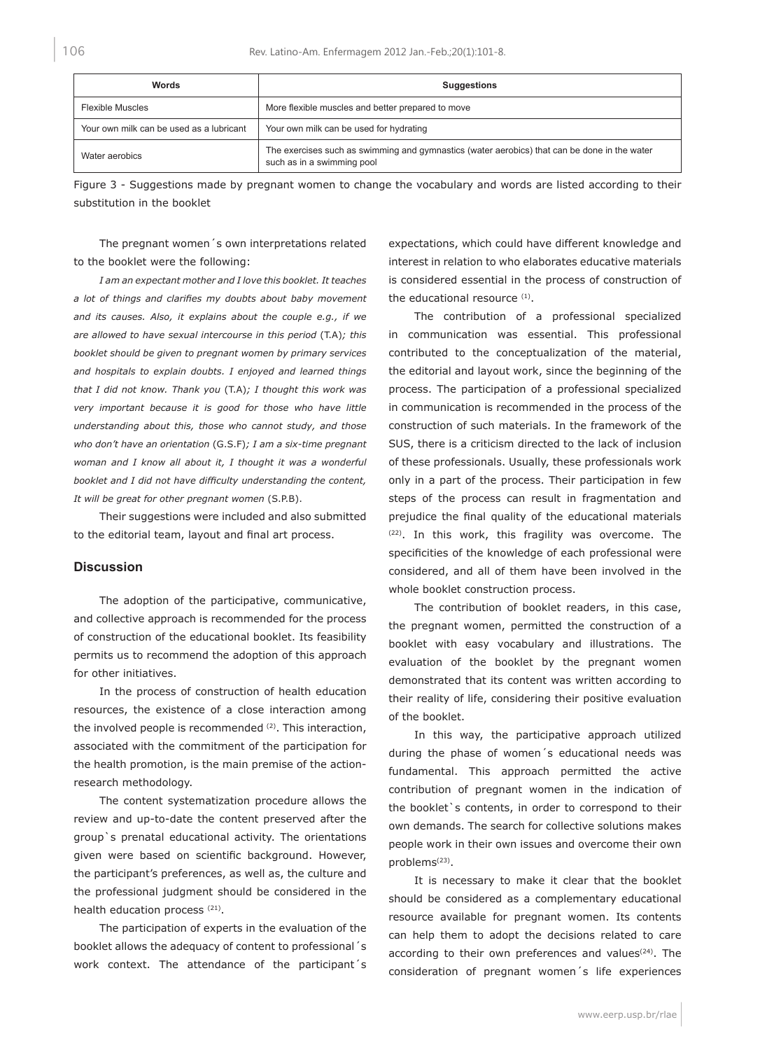| Words | Suggestions |
|---|---|
| Flexible Muscles | More flexible muscles and better prepared to move |
| Your own milk can be used as a lubricant | Your own milk can be used for hydrating |
| Water aerobics | The exercises such as swimming and gymnastics (water aerobics) that can be done in the water such as in a swimming pool |

Figure 3 - Suggestions made by pregnant women to change the vocabulary and words are listed according to their substitution in the booklet

The pregnant women´s own interpretations related to the booklet were the following:

*I am an expectant mother and I love this booklet. It teaches a lot of things and clarifies my doubts about baby movement and its causes. Also, it explains about the couple e.g., if we are allowed to have sexual intercourse in this period* (T.A)*; this booklet should be given to pregnant women by primary services and hospitals to explain doubts. I enjoyed and learned things that I did not know. Thank you* (T.A)*; I thought this work was very important because it is good for those who have little understanding about this, those who cannot study, and those who don't have an orientation* (G.S.F)*; I am a six-time pregnant woman and I know all about it, I thought it was a wonderful booklet and I did not have difficulty understanding the content, It will be great for other pregnant women* (S.P.B).

Their suggestions were included and also submitted to the editorial team, layout and final art process.

## Discussion

The adoption of the participative, communicative, and collective approach is recommended for the process of construction of the educational booklet. Its feasibility permits us to recommend the adoption of this approach for other initiatives.

In the process of construction of health education resources, the existence of a close interaction among the involved people is recommended [2]. This interaction, associated with the commitment of the participation for the health promotion, is the main premise of the action-research methodology.

The content systematization procedure allows the review and up-to-date the content preserved after the group`s prenatal educational activity. The orientations given were based on scientific background. However, the participant's preferences, as well as, the culture and the professional judgment should be considered in the health education process [21].

The participation of experts in the evaluation of the booklet allows the adequacy of content to professional´s work context. The attendance of the participant´s expectations, which could have different knowledge and interest in relation to who elaborates educative materials is considered essential in the process of construction of the educational resource [1].

The contribution of a professional specialized in communication was essential. This professional contributed to the conceptualization of the material, the editorial and layout work, since the beginning of the process. The participation of a professional specialized in communication is recommended in the process of the construction of such materials. In the framework of the SUS, there is a criticism directed to the lack of inclusion of these professionals. Usually, these professionals work only in a part of the process. Their participation in few steps of the process can result in fragmentation and prejudice the final quality of the educational materials [22]. In this work, this fragility was overcome. The specificities of the knowledge of each professional were considered, and all of them have been involved in the whole booklet construction process.

The contribution of booklet readers, in this case, the pregnant women, permitted the construction of a booklet with easy vocabulary and illustrations. The evaluation of the booklet by the pregnant women demonstrated that its content was written according to their reality of life, considering their positive evaluation of the booklet.

In this way, the participative approach utilized during the phase of women´s educational needs was fundamental. This approach permitted the active contribution of pregnant women in the indication of the booklet`s contents, in order to correspond to their own demands. The search for collective solutions makes people work in their own issues and overcome their own problems[23].

It is necessary to make it clear that the booklet should be considered as a complementary educational resource available for pregnant women. Its contents can help them to adopt the decisions related to care according to their own preferences and values[24]. The consideration of pregnant women´s life experiences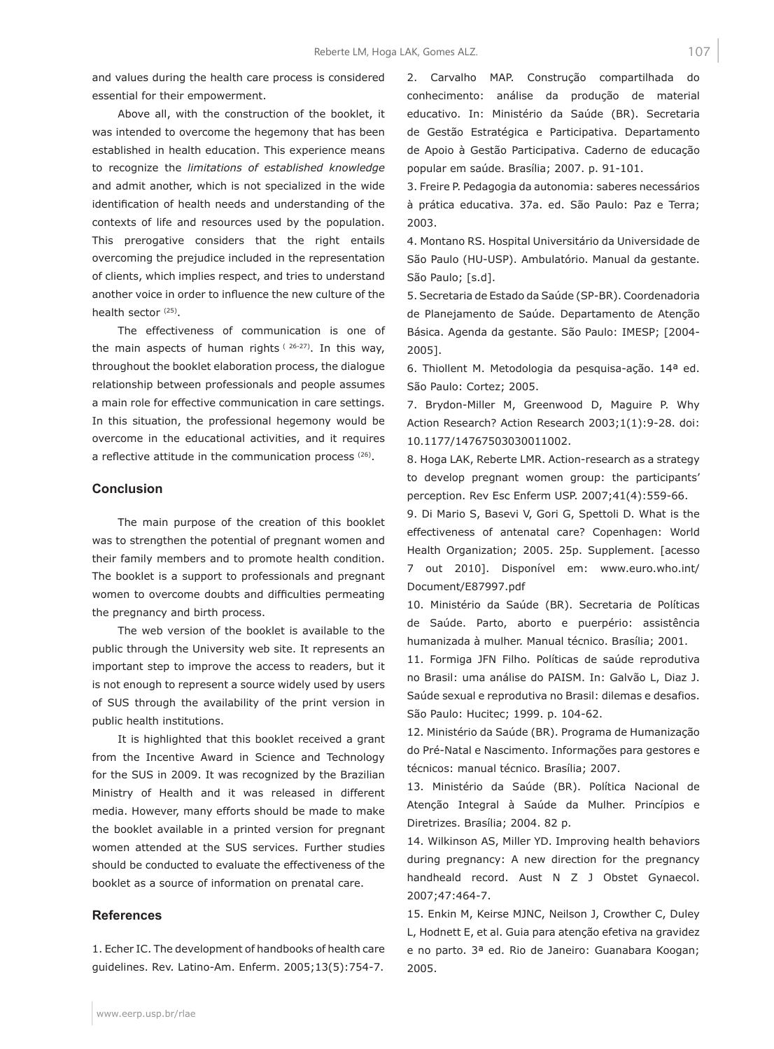and values during the health care process is considered essential for their empowerment.

Above all, with the construction of the booklet, it was intended to overcome the hegemony that has been established in health education. This experience means to recognize the *limitations of established knowledge* and admit another, which is not specialized in the wide identification of health needs and understanding of the contexts of life and resources used by the population. This prerogative considers that the right entails overcoming the prejudice included in the representation of clients, which implies respect, and tries to understand another voice in order to influence the new culture of the health sector [25].

The effectiveness of communication is one of the main aspects of human rights [26-27]. In this way, throughout the booklet elaboration process, the dialogue relationship between professionals and people assumes a main role for effective communication in care settings. In this situation, the professional hegemony would be overcome in the educational activities, and it requires a reflective attitude in the communication process [26].

## Conclusion

The main purpose of the creation of this booklet was to strengthen the potential of pregnant women and their family members and to promote health condition. The booklet is a support to professionals and pregnant women to overcome doubts and difficulties permeating the pregnancy and birth process.

The web version of the booklet is available to the public through the University web site. It represents an important step to improve the access to readers, but it is not enough to represent a source widely used by users of SUS through the availability of the print version in public health institutions.

It is highlighted that this booklet received a grant from the Incentive Award in Science and Technology for the SUS in 2009. It was recognized by the Brazilian Ministry of Health and it was released in different media. However, many efforts should be made to make the booklet available in a printed version for pregnant women attended at the SUS services. Further studies should be conducted to evaluate the effectiveness of the booklet as a source of information on prenatal care.

## References

1. Echer IC. The development of handbooks of health care guidelines. Rev. Latino-Am. Enferm. 2005;13(5):754-7.

2. Carvalho MAP. Construção compartilhada do conhecimento: análise da produção de material educativo. In: Ministério da Saúde (BR). Secretaria de Gestão Estratégica e Participativa. Departamento de Apoio à Gestão Participativa. Caderno de educação popular em saúde. Brasília; 2007. p. 91-101.

3. Freire P. Pedagogia da autonomia: saberes necessários à prática educativa. 37a. ed. São Paulo: Paz e Terra; 2003.

4. Montano RS. Hospital Universitário da Universidade de São Paulo (HU-USP). Ambulatório. Manual da gestante. São Paulo; [s.d].

5. Secretaria de Estado da Saúde (SP-BR). Coordenadoria de Planejamento de Saúde. Departamento de Atenção Básica. Agenda da gestante. São Paulo: IMESP; [2004-2005].

6. Thiollent M. Metodologia da pesquisa-ação. 14ª ed. São Paulo: Cortez; 2005.

7. Brydon-Miller M, Greenwood D, Maguire P. Why Action Research? Action Research 2003;1(1):9-28. doi: 10.1177/14767503030011002.

8. Hoga LAK, Reberte LMR. Action-research as a strategy to develop pregnant women group: the participants' perception. Rev Esc Enferm USP. 2007;41(4):559-66.

9. Di Mario S, Basevi V, Gori G, Spettoli D. What is the effectiveness of antenatal care? Copenhagen: World Health Organization; 2005. 25p. Supplement. [acesso 7 out 2010]. Disponível em: www.euro.who.int/Document/E87997.pdf

10. Ministério da Saúde (BR). Secretaria de Políticas de Saúde. Parto, aborto e puerpério: assistência humanizada à mulher. Manual técnico. Brasília; 2001.

11. Formiga JFN Filho. Políticas de saúde reprodutiva no Brasil: uma análise do PAISM. In: Galvão L, Diaz J. Saúde sexual e reprodutiva no Brasil: dilemas e desafios. São Paulo: Hucitec; 1999. p. 104-62.

12. Ministério da Saúde (BR). Programa de Humanização do Pré-Natal e Nascimento. Informações para gestores e técnicos: manual técnico. Brasília; 2007.

13. Ministério da Saúde (BR). Política Nacional de Atenção Integral à Saúde da Mulher. Princípios e Diretrizes. Brasília; 2004. 82 p.

14. Wilkinson AS, Miller YD. Improving health behaviors during pregnancy: A new direction for the pregnancy handheald record. Aust N Z J Obstet Gynaecol. 2007;47:464-7.

15. Enkin M, Keirse MJNC, Neilson J, Crowther C, Duley L, Hodnett E, et al. Guia para atenção efetiva na gravidez e no parto. 3ª ed. Rio de Janeiro: Guanabara Koogan; 2005.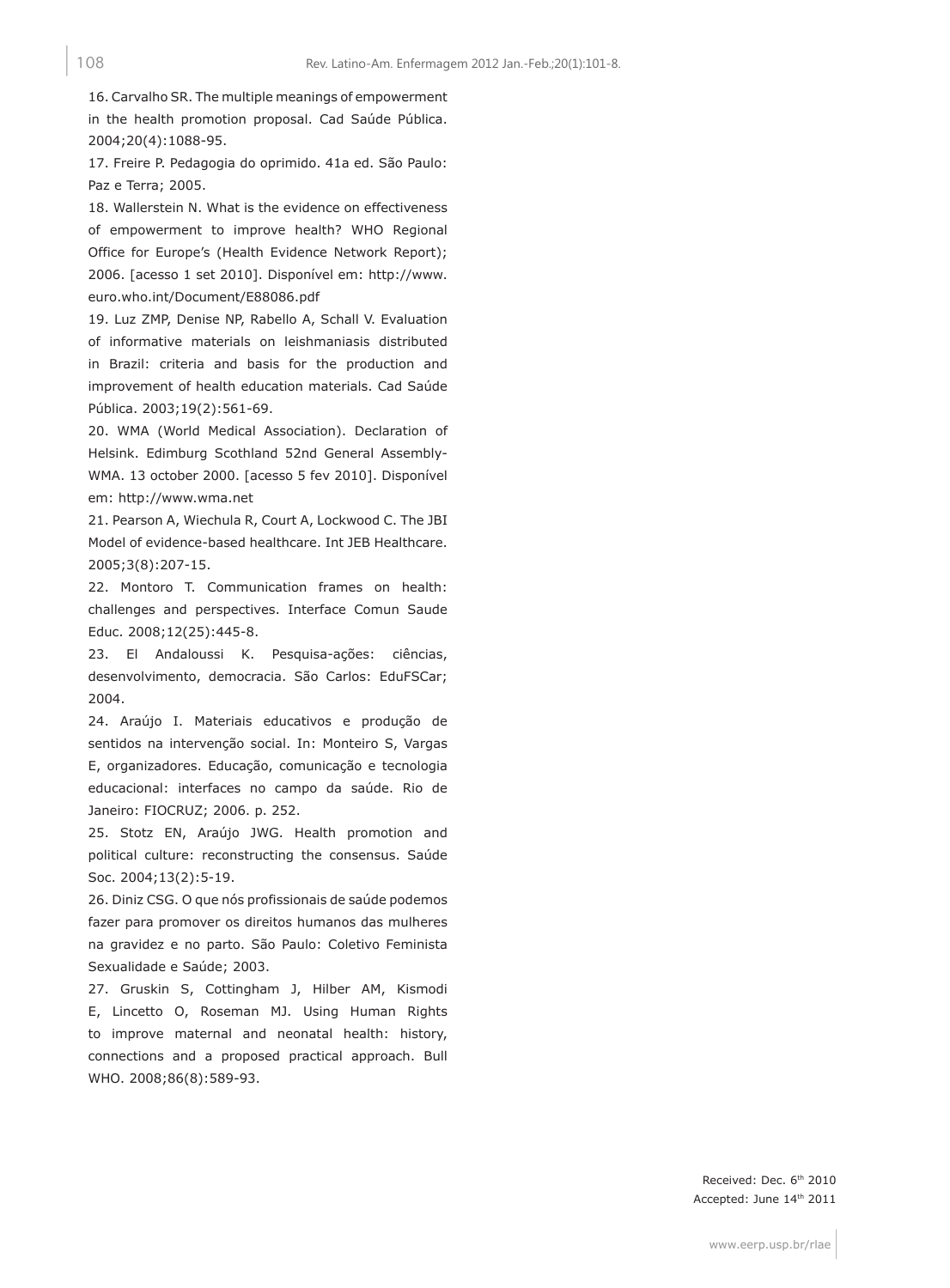16. Carvalho SR. The multiple meanings of empowerment in the health promotion proposal. Cad Saúde Pública. 2004;20(4):1088-95.

17. Freire P. Pedagogia do oprimido. 41a ed. São Paulo: Paz e Terra; 2005.

18. Wallerstein N. What is the evidence on effectiveness of empowerment to improve health? WHO Regional Office for Europe's (Health Evidence Network Report); 2006. [acesso 1 set 2010]. Disponível em: http://www.euro.who.int/Document/E88086.pdf

19. Luz ZMP, Denise NP, Rabello A, Schall V. Evaluation of informative materials on leishmaniasis distributed in Brazil: criteria and basis for the production and improvement of health education materials. Cad Saúde Pública. 2003;19(2):561-69.

20. WMA (World Medical Association). Declaration of Helsink. Edimburg Scothland 52nd General Assembly-WMA. 13 october 2000. [acesso 5 fev 2010]. Disponível em: http://www.wma.net

21. Pearson A, Wiechula R, Court A, Lockwood C. The JBI Model of evidence-based healthcare. Int JEB Healthcare. 2005;3(8):207-15.

22. Montoro T. Communication frames on health: challenges and perspectives. Interface Comun Saude Educ. 2008;12(25):445-8.

23. El Andaloussi K. Pesquisa-ações: ciências, desenvolvimento, democracia. São Carlos: EduFSCar; 2004.

24. Araújo I. Materiais educativos e produção de sentidos na intervenção social. In: Monteiro S, Vargas E, organizadores. Educação, comunicação e tecnologia educacional: interfaces no campo da saúde. Rio de Janeiro: FIOCRUZ; 2006. p. 252.

25. Stotz EN, Araújo JWG. Health promotion and political culture: reconstructing the consensus. Saúde Soc. 2004;13(2):5-19.

26. Diniz CSG. O que nós profissionais de saúde podemos fazer para promover os direitos humanos das mulheres na gravidez e no parto. São Paulo: Coletivo Feminista Sexualidade e Saúde; 2003.

27. Gruskin S, Cottingham J, Hilber AM, Kismodi E, Lincetto O, Roseman MJ. Using Human Rights to improve maternal and neonatal health: history, connections and a proposed practical approach. Bull WHO. 2008;86(8):589-93.

Received: Dec. 6th 2010
Accepted: June 14th 2011